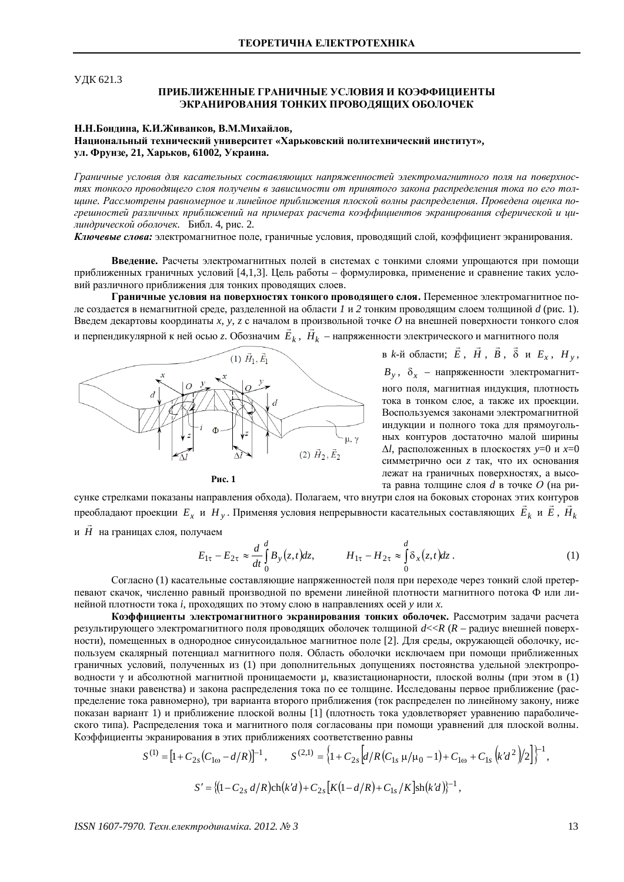УДК 621.3

# ПРИБЛИЖЕННЫЕ ГРАНИЧНЫЕ УСЛОВИЯ И КОЭФФИЦИЕНТЫ ЭКРАНИРОВАНИЯ ТОНКИХ ПРОВОДЯЩИХ ОБОЛОЧЕК

**Н.Н.Бондина, К.И.Живанков, В.М.Михайлов,**
**Национальный технический университет «Харьковский политехнический институт», ул. Фрунзе, 21, Харьков, 61002, Украина.**

*Граничные условия для касательных составляющих напряженностей электромагнитного поля на поверхностях тонкого проводящего слоя получены в зависимости от принятого закона распределения тока по его толщине. Рассмотрены равномерное и линейное приближения плоской волны распределения. Проведена оценка погрешностей различных приближений на примерах расчета коэффициентов экранирования сферической и цилиндрической оболочек.* Библ. 4, рис. 2.

***Ключевые слова:*** электромагнитное поле, граничные условия, проводящий слой, коэффициент экранирования.

**Введение.** Расчеты электромагнитных полей в системах с тонкими слоями упрощаются при помощи приближенных граничных условий [4,1,3]. Цель работы – формулировка, применение и сравнение таких условий различного приближения для тонких проводящих слоев.

**Граничные условия на поверхностях тонкого проводящего слоя.** Переменное электромагнитное поле создается в немагнитной среде, разделенной на области *1* и *2* тонким проводящим слоем толщиной *d* (рис. 1). Введем декартовы координаты *x*, *y*, *z* с началом в произвольной точке *O* на внешней поверхности тонкого слоя и перпендикулярной к ней осью *z*. Обозначим $\vec{E}_k$, $\vec{H}_k$ – напряженности электрического и магнитного поля в *k*-й области; $\vec{E}$, $\vec{H}$, $\vec{B}$, $\vec{\delta}$ и $E_x$, $H_y$, $B_y$, $\delta_x$ – напряженности электромагнитного поля, магнитная индукция, плотность тока в тонком слое, а также их проекции. Воспользуемся законами электромагнитной индукции и полного тока для прямоугольных контуров достаточно малой ширины $\Delta l$, расположенных в плоскостях *y*=0 и *x*=0 симметрично оси *z* так, что их основания лежат на граничных поверхностях, а высота равна толщине слоя *d* в точке *O* (на рисунке стрелками показаны направления обхода). Полагаем, что внутри слоя на боковых сторонах этих контуров преобладают проекции $E_x$ и $H_y$. Применяя условия непрерывности касательных составляющих $\vec{E}_k$ и $\vec{E}$, $\vec{H}_k$ и $\vec{H}$ на границах слоя, получаем

(1) $\vec{H}_1, \vec{E}_1$

$x$ $y$ $O$ $d$ $i$ $\Phi$ $z$ $\Delta l$ $\mu, \gamma$

(2) $\vec{H}_2, \vec{E}_2$

**Рис. 1**

$$E_{1\tau} - E_{2\tau} \approx \frac{d}{dt}\int_0^d B_y(z,t)dz, \qquad H_{1\tau} - H_{2\tau} \approx \int_0^d \delta_x(z,t)dz\,. \tag{1}$$

Согласно (1) касательные составляющие напряженностей поля при переходе через тонкий слой претерпевают скачок, численно равный производной по времени линейной плотности магнитного потока Ф или линейной плотности тока *i*, проходящих по этому слою в направлениях осей *y* или *x*.

**Коэффициенты электромагнитного экранирования тонких оболочек.** Рассмотрим задачи расчета результирующего электромагнитного поля проводящих оболочек толщиной *d*<<*R* (*R* – радиус внешней поверхности), помещенных в однородное синусоидальное магнитное поле [2]. Для среды, окружающей оболочку, используем скалярный потенциал магнитного поля. Область оболочки исключаем при помощи приближенных граничных условий, полученных из (1) при дополнительных допущениях постоянства удельной электропроводности γ и абсолютной магнитной проницаемости μ, квазистационарности, плоской волны (при этом в (1) точные знаки равенства) и закона распределения тока по ее толщине. Исследованы первое приближение (распределение тока равномерно), три варианта второго приближения (ток распределен по линейному закону, ниже показан вариант 1) и приближение плоской волны [1] (плотность тока удовлетворяет уравнению параболического типа). Распределения тока и магнитного поля согласованы при помощи уравнений для плоской волны. Коэффициенты экранирования в этих приближениях соответственно равны

$$S^{(1)} = \left[1 + C_{2s}\left(C_{1\omega} - d/R\right)\right]^{-1}, \qquad S^{(2,1)} = \left\{1 + C_{2s}\left[d/R\left(C_{1s}\,\mu/\mu_0 - 1\right) + C_{1\omega} + C_{1s}\left(k'd^2\right)\!/2\right]\right\}^{-1},$$

$$S' = \left\{\left(1 - C_{2s}\,d/R\right)\mathrm{ch}\left(k'd\right) + C_{2s}\left[K\left(1 - d/R\right) + C_{1s}/K\right]\mathrm{sh}\left(k'd\right)\right\}^{-1},$$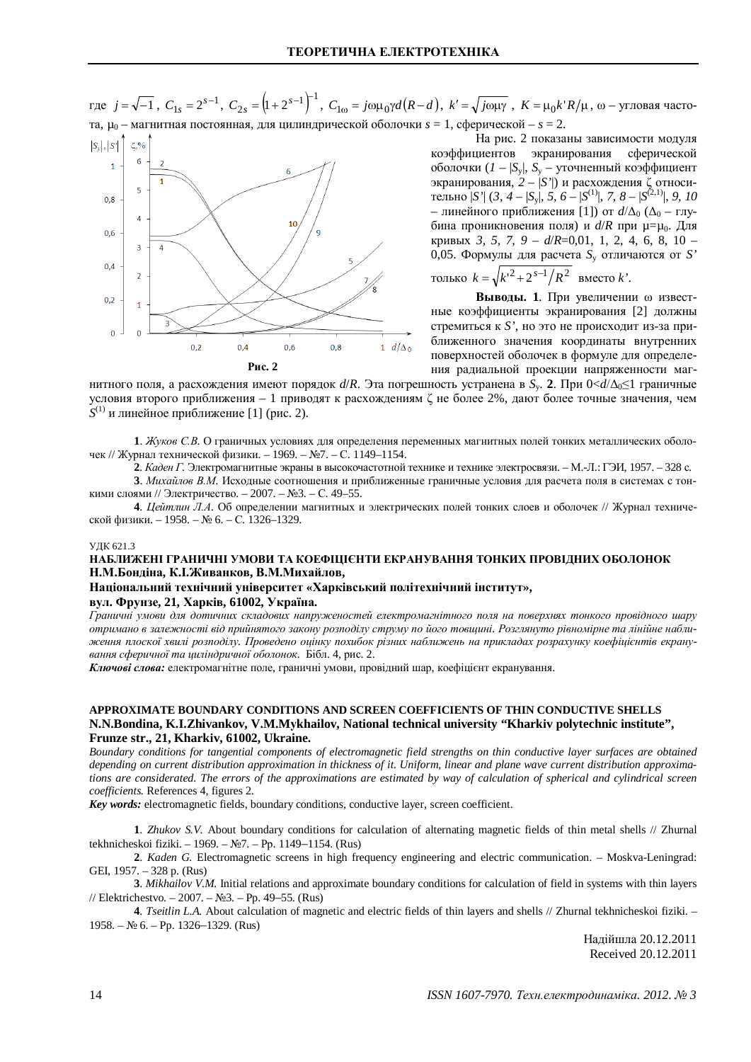где $j=\sqrt{-1}$, $C_{1s}=2^{s-1}$, $C_{2s}=\left(1+2^{s-1}\right)^{-1}$, $C_{1\omega}=j\omega\mu_0\gamma d(R-d)$, $k'=\sqrt{j\omega\mu\gamma}$, $K=\mu_0 k'R/\mu$, ω – угловая частота, $\mu_0$ – магнитная постоянная, для цилиндрической оболочки $s = 1$, сферической – $s = 2$.

$|S_y|, |S'|$ 
$\zeta$,%
1
0,8
0,6
0,4
0,2
0
6
5
4
3
2
1
0
0,2
0,4
0,6
0,8
1
$d/\Delta_0$
1 2 3 4 5 6 7 8 9 10

**Рис. 2**

На рис. 2 показаны зависимости модуля коэффициентов экранирования сферической оболочки (*1* – $|S_y|$, $S_y$ – уточненный коэффициент экранирования, *2* – $|S'|$) и расхождения ζ относительно $|S'|$ (*3, 4* – $|S_y|$, *5, 6* – $|S^{(1)}|$, *7, 8* – $|S^{(2,1)}|$, *9, 10* – линейного приближения [1]) от $d/\Delta_0$ ($\Delta_0$ – глубина проникновения поля) и $d/R$ при $\mu=\mu_0$. Для кривых *3, 5, 7, 9* – $d/R$=0,01, 1, 2, 4, 6, 8, 10 – 0,05. Формулы для расчета $S_y$ отличаются от $S'$ только $k=\sqrt{k'^2+2^{s-1}/R^2}$ вместо $k'$.

**Выводы. 1**. При увеличении ω известные коэффициенты экранирования [2] должны стремиться к $S'$, но это не происходит из-за приближенного значения координаты внутренних поверхностей оболочек в формуле для определения радиальной проекции напряженности магнитного поля, а расхождения имеют порядок $d/R$. Эта погрешность устранена в $S_y$. **2**. При $0<d/\Delta_0\leq 1$ граничные условия второго приближения – 1 приводят к расхождениям ζ не более 2%, дают более точные значения, чем $S^{(1)}$ и линейное приближение [1] (рис. 2).

**1**. *Жуков С.В.* О граничных условиях для определения переменных магнитных полей тонких металлических оболочек // Журнал технической физики. – 1969. – №7. – С. 1149–1154.

**2**. *Каден Г.* Электромагнитные экраны в высокочастотной технике и технике электросвязи. – М.-Л.: ГЭИ, 1957. – 328 с.

**3**. *Михайлов В.М.* Исходные соотношения и приближенные граничные условия для расчета поля в системах с тонкими слоями // Электричество. – 2007. – №3. – С. 49–55.

**4**. *Цейтлин Л.А.* Об определении магнитных и электрических полей тонких слоев и оболочек // Журнал технической физики. – 1958. – № 6. – С. 1326–1329.

УДК 621.3

**НАБЛИЖЕНІ ГРАНИЧНІ УМОВИ ТА КОЕФІЦІЄНТИ ЕКРАНУВАННЯ ТОНКИХ ПРОВІДНИХ ОБОЛОНОК**
**Н.М.Бондіна, К.І.Живанков, В.М.Михайлов,**
**Національний технічний університет «Харківський політехнічний інститут»,**
**вул. Фрунзе, 21, Харків, 61002, Україна.**

*Граничні умови для дотичних складових напруженостей електромагнітного поля на поверхнях тонкого провідного шару отримано в залежності від прийнятого закону розподілу струму по його товщині. Розглянуто рівномірне та лінійне наближення плоскої хвилі розподілу. Проведено оцінку похибок різних наближень на прикладах розрахунку коефіцієнтів екранування сферичної та циліндричної оболонок.* Бібл. 4, рис. 2.

***Ключові слова:*** електромагнітне поле, граничні умови, провідний шар, коефіцієнт екранування.

**APPROXIMATE BOUNDARY CONDITIONS AND SCREEN COEFFICIENTS OF THIN CONDUCTIVE SHELLS**
**N.N.Bondina, K.I.Zhivankov, V.M.Mykhailov, National technical university "Kharkiv polytechnic institute", Frunze str., 21, Kharkiv, 61002, Ukraine.**

*Boundary conditions for tangential components of electromagnetic field strengths on thin conductive layer surfaces are obtained depending on current distribution approximation in thickness of it. Uniform, linear and plane wave current distribution approximations are considerated. The errors of the approximations are estimated by way of calculation of spherical and cylindrical screen coefficients.* References 4, figures 2.

***Key words:*** electromagnetic fields, boundary conditions, conductive layer, screen coefficient.

**1**. *Zhukov S.V.* About boundary conditions for calculation of alternating magnetic fields of thin metal shells // Zhurnal tekhnicheskoi fiziki. – 1969. – №7. – Pp. 1149–1154. (Rus)

**2**. *Kaden G.* Electromagnetic screens in high frequency engineering and electric communication. – Moskva-Leningrad: GEI, 1957. – 328 p. (Rus)

**3**. *Mikhailov V.M.* Initial relations and approximate boundary conditions for calculation of field in systems with thin layers // Elektrichestvo. – 2007. – №3. – Pp. 49–55. (Rus)

**4**. *Tseitlin L.A.* About calculation of magnetic and electric fields of thin layers and shells // Zhurnal tekhnicheskoi fiziki. – 1958. – № 6. – Pp. 1326–1329. (Rus)

Надійшла 20.12.2011
Received 20.12.2011